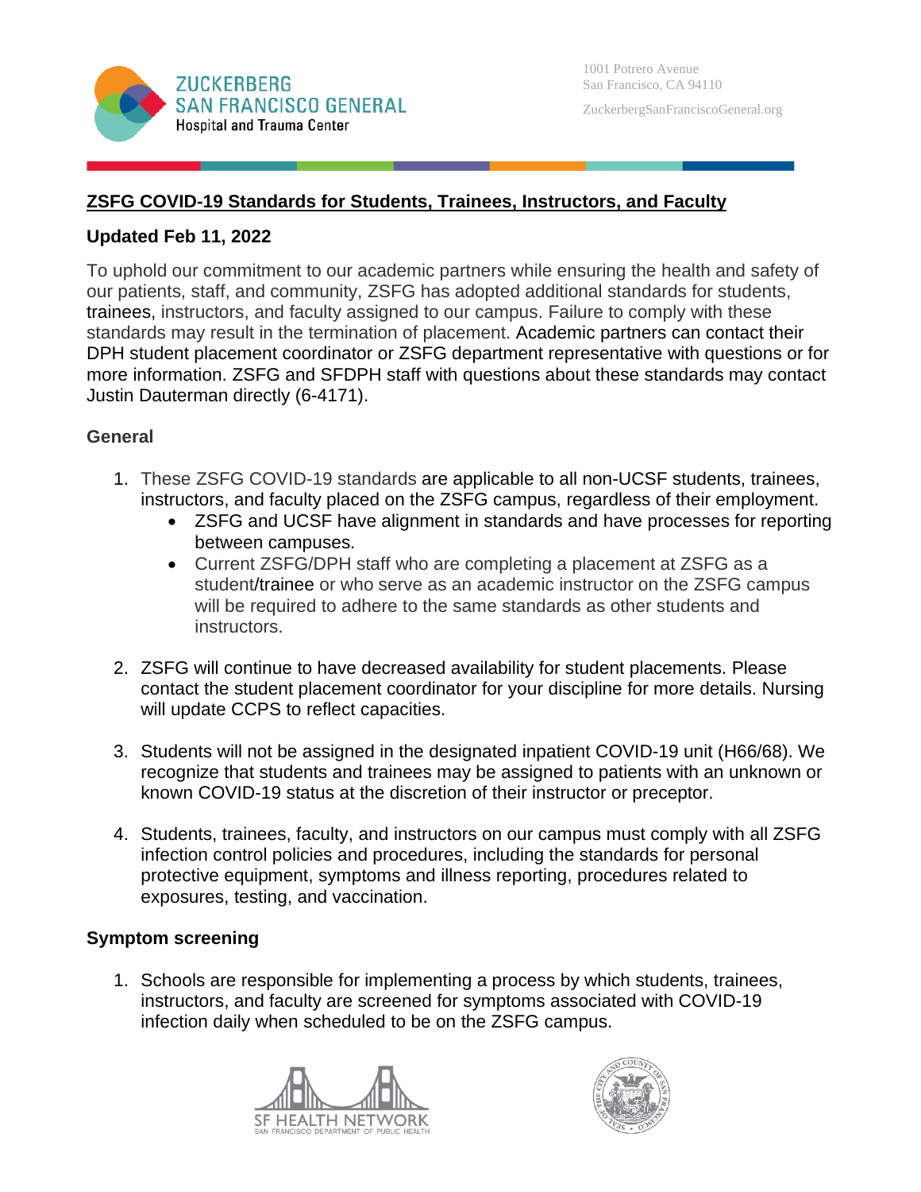# ZSFG COVID-19 Standards for Students, Trainees, Instructors, and Faculty

## Updated Feb 11, 2022

To uphold our commitment to our academic partners while ensuring the health and safety of our patients, staff, and community, ZSFG has adopted additional standards for students, trainees, instructors, and faculty assigned to our campus. Failure to comply with these standards may result in the termination of placement. Academic partners can contact their DPH student placement coordinator or ZSFG department representative with questions or for more information. ZSFG and SFDPH staff with questions about these standards may contact Justin Dauterman directly (6-4171).

### General

1. These ZSFG COVID-19 standards are applicable to all non-UCSF students, trainees, instructors, and faculty placed on the ZSFG campus, regardless of their employment.
   - ZSFG and UCSF have alignment in standards and have processes for reporting between campuses.
   - Current ZSFG/DPH staff who are completing a placement at ZSFG as a student/trainee or who serve as an academic instructor on the ZSFG campus will be required to adhere to the same standards as other students and instructors.

2. ZSFG will continue to have decreased availability for student placements. Please contact the student placement coordinator for your discipline for more details. Nursing will update CCPS to reflect capacities.

3. Students will not be assigned in the designated inpatient COVID-19 unit (H66/68). We recognize that students and trainees may be assigned to patients with an unknown or known COVID-19 status at the discretion of their instructor or preceptor.

4. Students, trainees, faculty, and instructors on our campus must comply with all ZSFG infection control policies and procedures, including the standards for personal protective equipment, symptoms and illness reporting, procedures related to exposures, testing, and vaccination.

### Symptom screening

1. Schools are responsible for implementing a process by which students, trainees, instructors, and faculty are screened for symptoms associated with COVID-19 infection daily when scheduled to be on the ZSFG campus.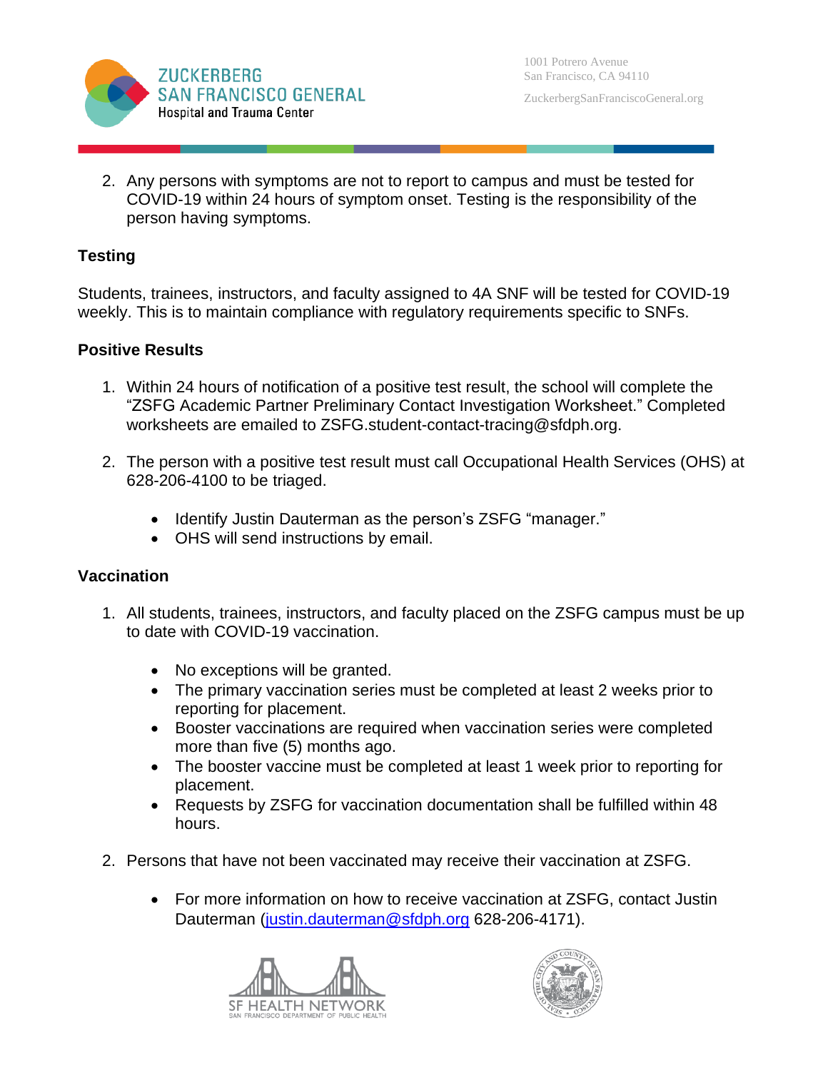2. Any persons with symptoms are not to report to campus and must be tested for COVID-19 within 24 hours of symptom onset. Testing is the responsibility of the person having symptoms.

**Testing**

Students, trainees, instructors, and faculty assigned to 4A SNF will be tested for COVID-19 weekly. This is to maintain compliance with regulatory requirements specific to SNFs.

**Positive Results**

1. Within 24 hours of notification of a positive test result, the school will complete the "ZSFG Academic Partner Preliminary Contact Investigation Worksheet." Completed worksheets are emailed to ZSFG.student-contact-tracing@sfdph.org.

2. The person with a positive test result must call Occupational Health Services (OHS) at 628-206-4100 to be triaged.

   - Identify Justin Dauterman as the person's ZSFG "manager."
   - OHS will send instructions by email.

**Vaccination**

1. All students, trainees, instructors, and faculty placed on the ZSFG campus must be up to date with COVID-19 vaccination.

   - No exceptions will be granted.
   - The primary vaccination series must be completed at least 2 weeks prior to reporting for placement.
   - Booster vaccinations are required when vaccination series were completed more than five (5) months ago.
   - The booster vaccine must be completed at least 1 week prior to reporting for placement.
   - Requests by ZSFG for vaccination documentation shall be fulfilled within 48 hours.

2. Persons that have not been vaccinated may receive their vaccination at ZSFG.

   - For more information on how to receive vaccination at ZSFG, contact Justin Dauterman (justin.dauterman@sfdph.org 628-206-4171).